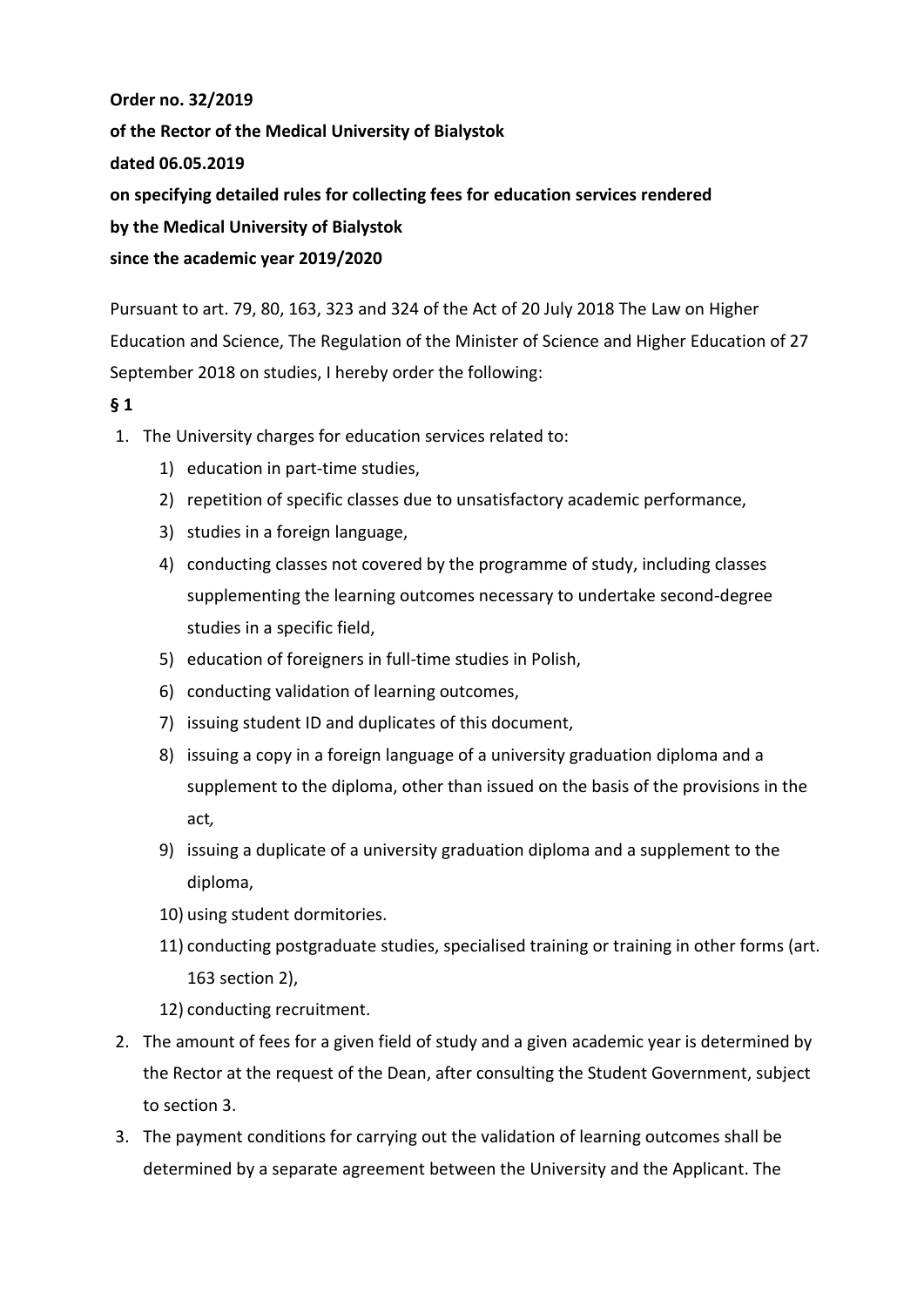**Order no. 32/2019**

**of the Rector of the Medical University of Bialystok**

**dated 06.05.2019**

**on specifying detailed rules for collecting fees for education services rendered**

**by the Medical University of Bialystok**

**since the academic year 2019/2020**

Pursuant to art. 79, 80, 163, 323 and 324 of the Act of 20 July 2018 The Law on Higher Education and Science, The Regulation of the Minister of Science and Higher Education of 27 September 2018 on studies, I hereby order the following:

**§ 1**

1. The University charges for education services related to:
   1) education in part-time studies,
   2) repetition of specific classes due to unsatisfactory academic performance,
   3) studies in a foreign language,
   4) conducting classes not covered by the programme of study, including classes supplementing the learning outcomes necessary to undertake second-degree studies in a specific field,
   5) education of foreigners in full-time studies in Polish,
   6) conducting validation of learning outcomes,
   7) issuing student ID and duplicates of this document,
   8) issuing a copy in a foreign language of a university graduation diploma and a supplement to the diploma, other than issued on the basis of the provisions in the act*,*
   9) issuing a duplicate of a university graduation diploma and a supplement to the diploma,
   10) using student dormitories.
   11) conducting postgraduate studies, specialised training or training in other forms (art. 163 section 2),
   12) conducting recruitment.
2. The amount of fees for a given field of study and a given academic year is determined by the Rector at the request of the Dean, after consulting the Student Government, subject to section 3.
3. The payment conditions for carrying out the validation of learning outcomes shall be determined by a separate agreement between the University and the Applicant. The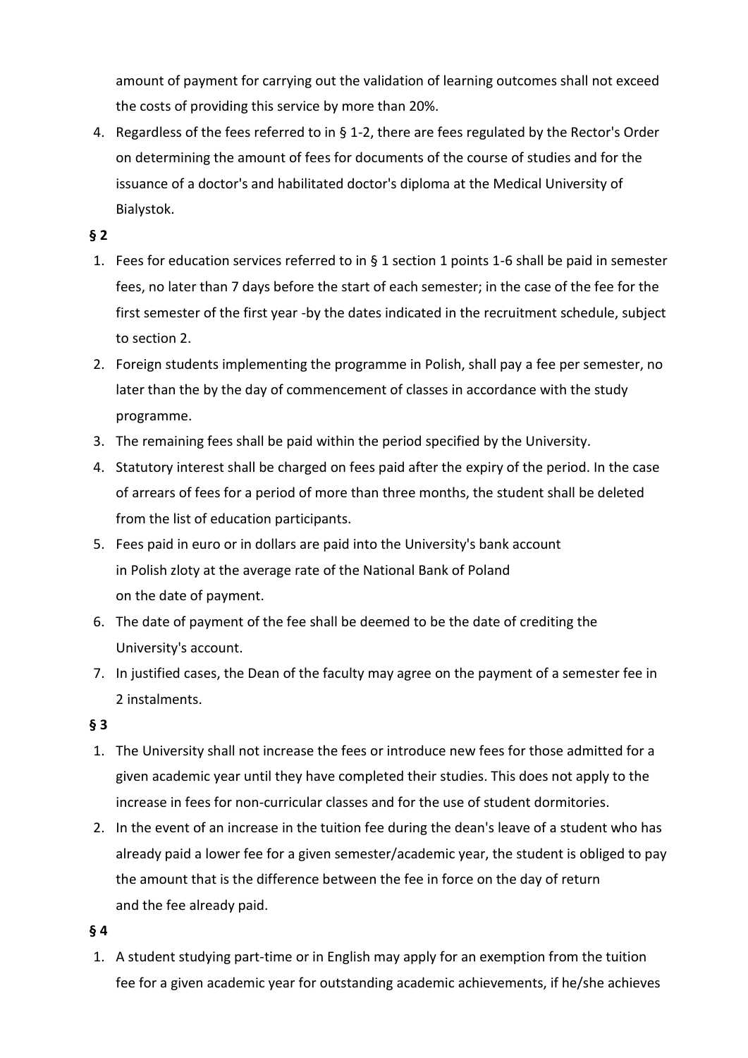amount of payment for carrying out the validation of learning outcomes shall not exceed the costs of providing this service by more than 20%.

4. Regardless of the fees referred to in § 1-2, there are fees regulated by the Rector's Order on determining the amount of fees for documents of the course of studies and for the issuance of a doctor's and habilitated doctor's diploma at the Medical University of Bialystok.

**§ 2**

1. Fees for education services referred to in § 1 section 1 points 1-6 shall be paid in semester fees, no later than 7 days before the start of each semester; in the case of the fee for the first semester of the first year -by the dates indicated in the recruitment schedule, subject to section 2.
2. Foreign students implementing the programme in Polish, shall pay a fee per semester, no later than the by the day of commencement of classes in accordance with the study programme.
3. The remaining fees shall be paid within the period specified by the University.
4. Statutory interest shall be charged on fees paid after the expiry of the period. In the case of arrears of fees for a period of more than three months, the student shall be deleted from the list of education participants.
5. Fees paid in euro or in dollars are paid into the University's bank account in Polish zloty at the average rate of the National Bank of Poland on the date of payment.
6. The date of payment of the fee shall be deemed to be the date of crediting the University's account.
7. In justified cases, the Dean of the faculty may agree on the payment of a semester fee in 2 instalments.

**§ 3**

1. The University shall not increase the fees or introduce new fees for those admitted for a given academic year until they have completed their studies. This does not apply to the increase in fees for non-curricular classes and for the use of student dormitories.
2. In the event of an increase in the tuition fee during the dean's leave of a student who has already paid a lower fee for a given semester/academic year, the student is obliged to pay the amount that is the difference between the fee in force on the day of return and the fee already paid.

**§ 4**

1. A student studying part-time or in English may apply for an exemption from the tuition fee for a given academic year for outstanding academic achievements, if he/she achieves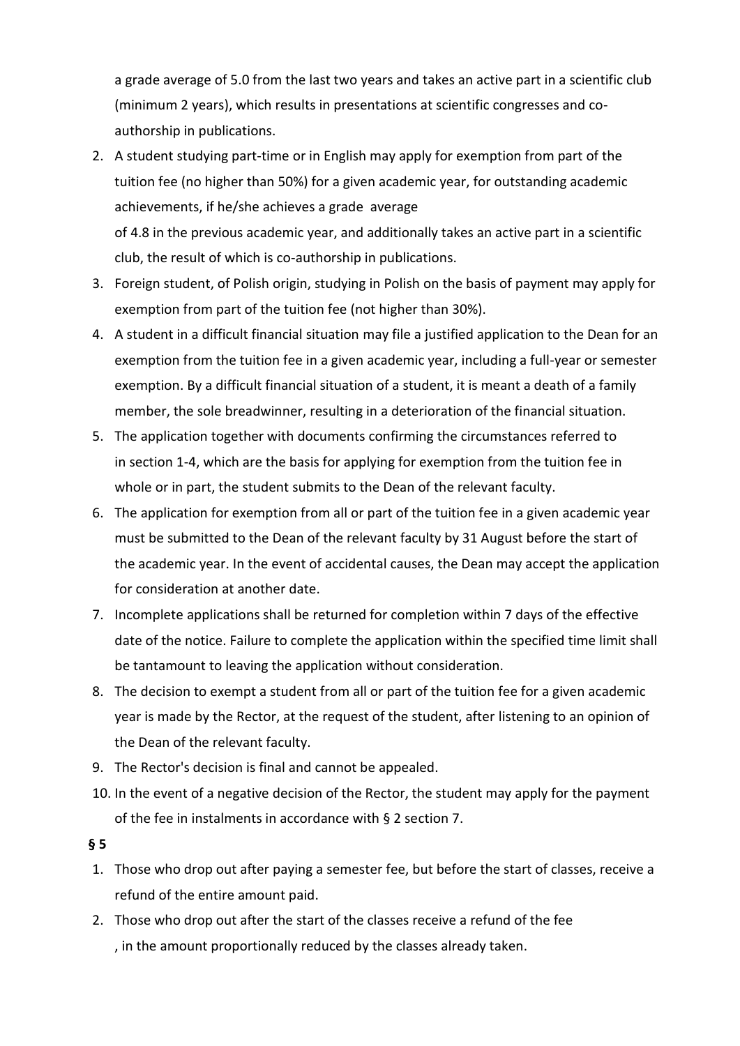a grade average of 5.0 from the last two years and takes an active part in a scientific club (minimum 2 years), which results in presentations at scientific congresses and co-authorship in publications.

2. A student studying part-time or in English may apply for exemption from part of the tuition fee (no higher than 50%) for a given academic year, for outstanding academic achievements, if he/she achieves a grade average of 4.8 in the previous academic year, and additionally takes an active part in a scientific club, the result of which is co-authorship in publications.
3. Foreign student, of Polish origin, studying in Polish on the basis of payment may apply for exemption from part of the tuition fee (not higher than 30%).
4. A student in a difficult financial situation may file a justified application to the Dean for an exemption from the tuition fee in a given academic year, including a full-year or semester exemption. By a difficult financial situation of a student, it is meant a death of a family member, the sole breadwinner, resulting in a deterioration of the financial situation.
5. The application together with documents confirming the circumstances referred to in section 1-4, which are the basis for applying for exemption from the tuition fee in whole or in part, the student submits to the Dean of the relevant faculty.
6. The application for exemption from all or part of the tuition fee in a given academic year must be submitted to the Dean of the relevant faculty by 31 August before the start of the academic year. In the event of accidental causes, the Dean may accept the application for consideration at another date.
7. Incomplete applications shall be returned for completion within 7 days of the effective date of the notice. Failure to complete the application within the specified time limit shall be tantamount to leaving the application without consideration.
8. The decision to exempt a student from all or part of the tuition fee for a given academic year is made by the Rector, at the request of the student, after listening to an opinion of the Dean of the relevant faculty.
9. The Rector's decision is final and cannot be appealed.
10. In the event of a negative decision of the Rector, the student may apply for the payment of the fee in instalments in accordance with § 2 section 7.

**§ 5**

1. Those who drop out after paying a semester fee, but before the start of classes, receive a refund of the entire amount paid.
2. Those who drop out after the start of the classes receive a refund of the fee , in the amount proportionally reduced by the classes already taken.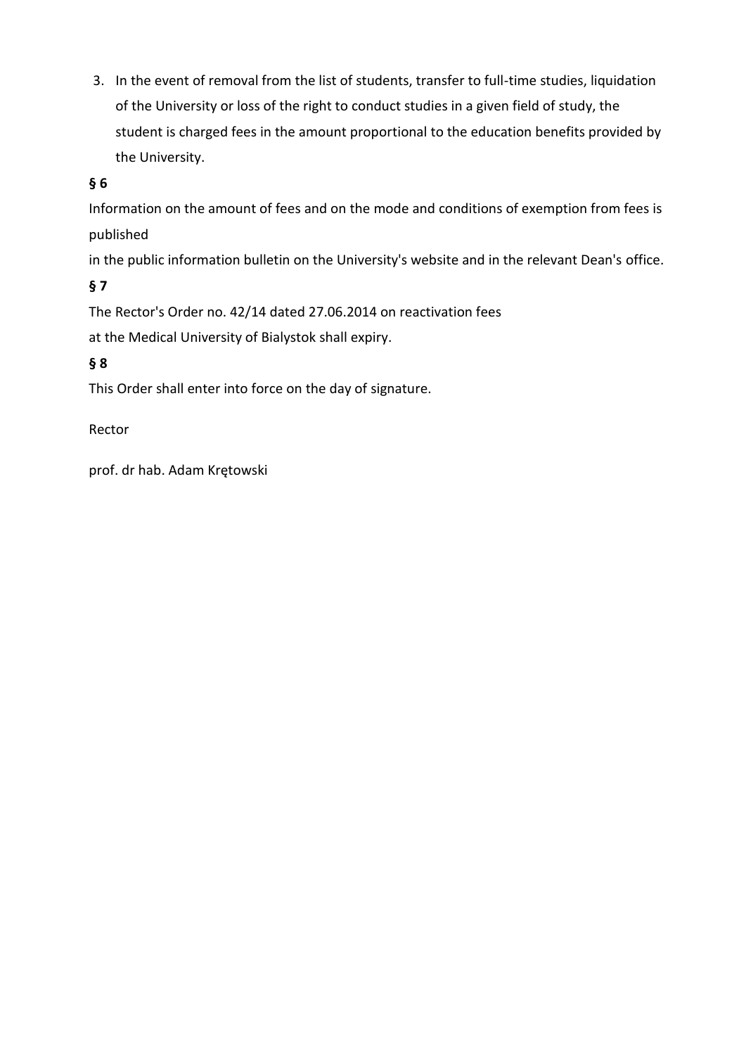3. In the event of removal from the list of students, transfer to full-time studies, liquidation of the University or loss of the right to conduct studies in a given field of study, the student is charged fees in the amount proportional to the education benefits provided by the University.

**§ 6**

Information on the amount of fees and on the mode and conditions of exemption from fees is published

in the public information bulletin on the University's website and in the relevant Dean's office.

**§ 7**

The Rector's Order no. 42/14 dated 27.06.2014 on reactivation fees

at the Medical University of Bialystok shall expiry.

**§ 8**

This Order shall enter into force on the day of signature.

Rector

prof. dr hab. Adam Krętowski